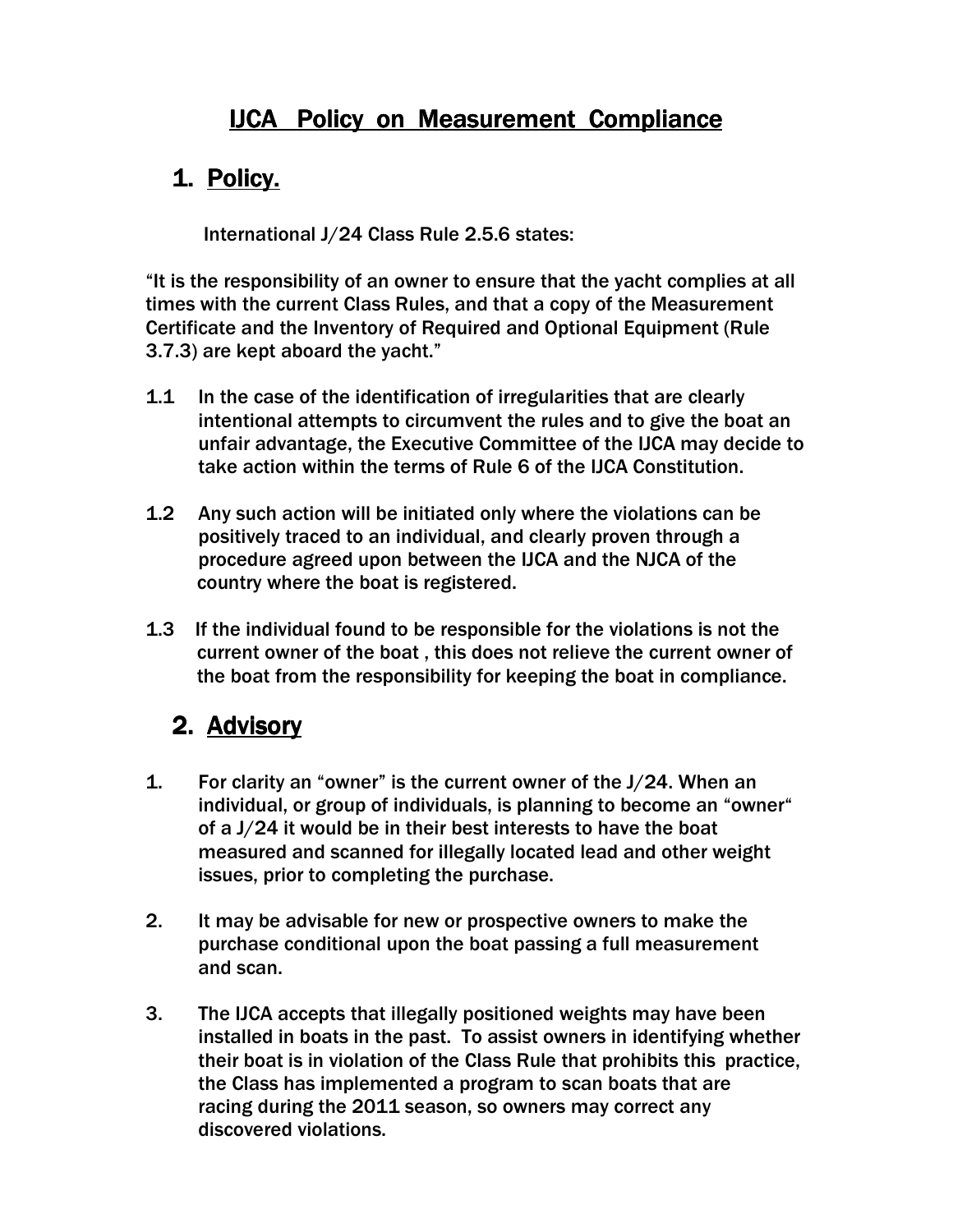# IJCA Policy on Measurement Compliance

## 1. Policy.

International J/24 Class Rule 2.5.6 states:

"It is the responsibility of an owner to ensure that the yacht complies at all times with the current Class Rules, and that a copy of the Measurement Certificate and the Inventory of Required and Optional Equipment (Rule 3.7.3) are kept aboard the yacht."

1.1 In the case of the identification of irregularities that are clearly intentional attempts to circumvent the rules and to give the boat an unfair advantage, the Executive Committee of the IJCA may decide to take action within the terms of Rule 6 of the IJCA Constitution.

1.2 Any such action will be initiated only where the violations can be positively traced to an individual, and clearly proven through a procedure agreed upon between the IJCA and the NJCA of the country where the boat is registered.

1.3 If the individual found to be responsible for the violations is not the current owner of the boat , this does not relieve the current owner of the boat from the responsibility for keeping the boat in compliance.

## 2. Advisory

1. For clarity an "owner" is the current owner of the J/24. When an individual, or group of individuals, is planning to become an "owner" of a J/24 it would be in their best interests to have the boat measured and scanned for illegally located lead and other weight issues, prior to completing the purchase.

2. It may be advisable for new or prospective owners to make the purchase conditional upon the boat passing a full measurement and scan.

3. The IJCA accepts that illegally positioned weights may have been installed in boats in the past. To assist owners in identifying whether their boat is in violation of the Class Rule that prohibits this practice, the Class has implemented a program to scan boats that are racing during the 2011 season, so owners may correct any discovered violations.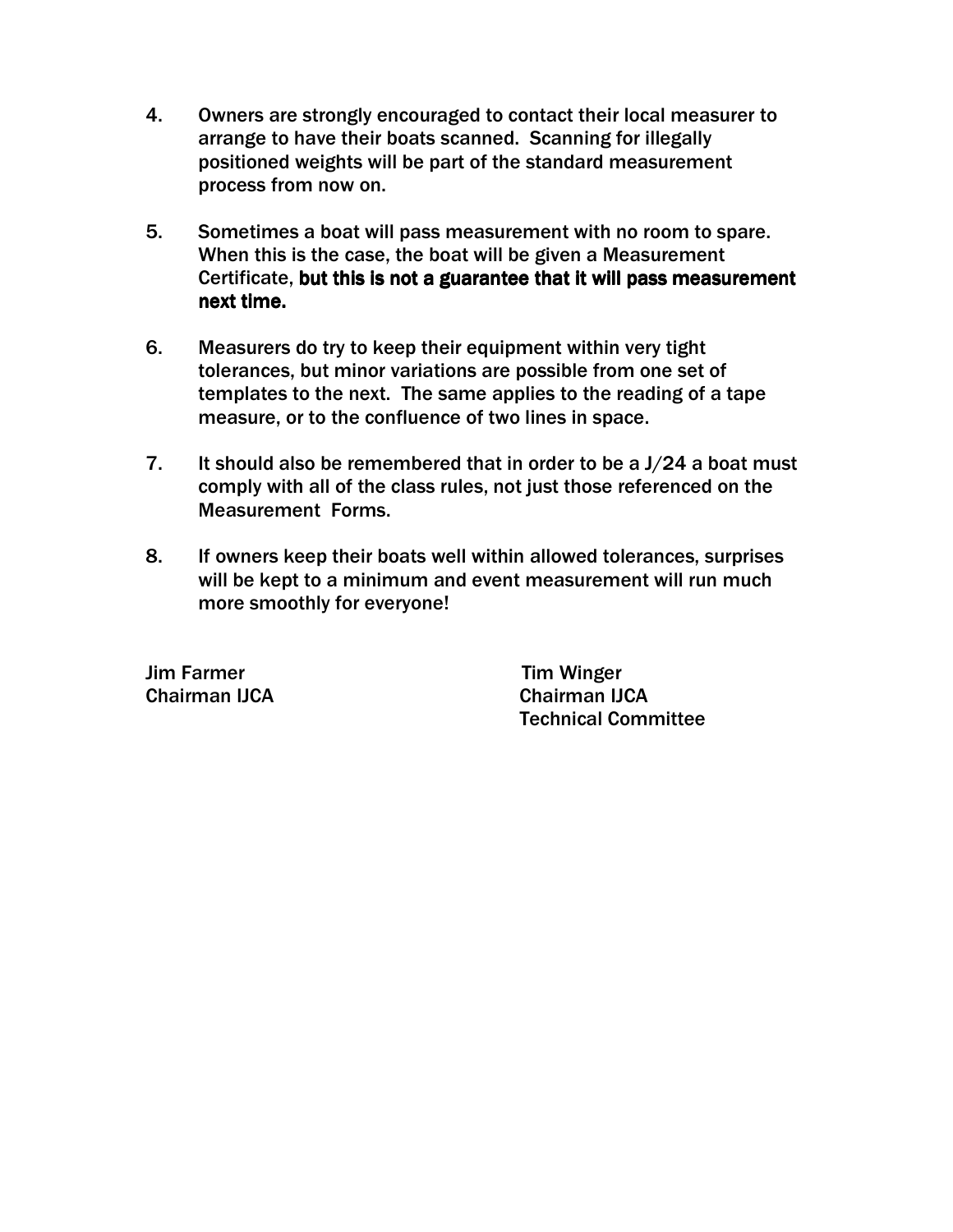4. Owners are strongly encouraged to contact their local measurer to arrange to have their boats scanned. Scanning for illegally positioned weights will be part of the standard measurement process from now on.

5. Sometimes a boat will pass measurement with no room to spare. When this is the case, the boat will be given a Measurement Certificate, **but this is not a guarantee that it will pass measurement next time.**

6. Measurers do try to keep their equipment within very tight tolerances, but minor variations are possible from one set of templates to the next. The same applies to the reading of a tape measure, or to the confluence of two lines in space.

7. It should also be remembered that in order to be a J/24 a boat must comply with all of the class rules, not just those referenced on the Measurement Forms.

8. If owners keep their boats well within allowed tolerances, surprises will be kept to a minimum and event measurement will run much more smoothly for everyone!

Jim Farmer
Chairman IJCA

Tim Winger
Chairman IJCA
Technical Committee